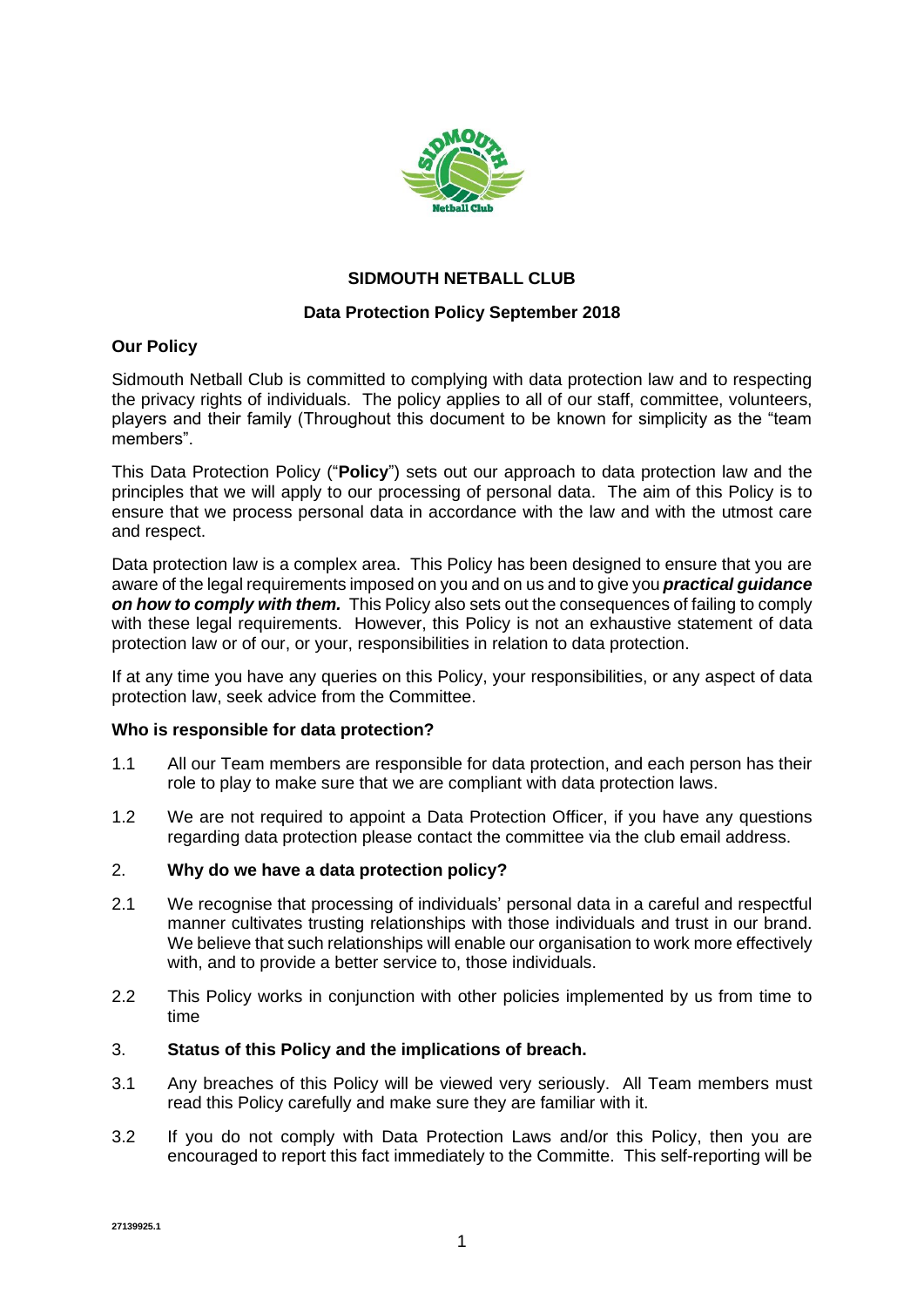# SIDMOUTH NETBALL CLUB

## Data Protection Policy September 2018

### Our Policy

Sidmouth Netball Club is committed to complying with data protection law and to respecting the privacy rights of individuals. The policy applies to all of our staff, committee, volunteers, players and their family (Throughout this document to be known for simplicity as the "team members".

This Data Protection Policy ("**Policy**") sets out our approach to data protection law and the principles that we will apply to our processing of personal data. The aim of this Policy is to ensure that we process personal data in accordance with the law and with the utmost care and respect.

Data protection law is a complex area. This Policy has been designed to ensure that you are aware of the legal requirements imposed on you and on us and to give you ***practical guidance on how to comply with them.*** This Policy also sets out the consequences of failing to comply with these legal requirements. However, this Policy is not an exhaustive statement of data protection law or of our, or your, responsibilities in relation to data protection.

If at any time you have any queries on this Policy, your responsibilities, or any aspect of data protection law, seek advice from the Committee.

### Who is responsible for data protection?

1.1 All our Team members are responsible for data protection, and each person has their role to play to make sure that we are compliant with data protection laws.

1.2 We are not required to appoint a Data Protection Officer, if you have any questions regarding data protection please contact the committee via the club email address.

### 2. Why do we have a data protection policy?

2.1 We recognise that processing of individuals' personal data in a careful and respectful manner cultivates trusting relationships with those individuals and trust in our brand. We believe that such relationships will enable our organisation to work more effectively with, and to provide a better service to, those individuals.

2.2 This Policy works in conjunction with other policies implemented by us from time to time

### 3. Status of this Policy and the implications of breach.

3.1 Any breaches of this Policy will be viewed very seriously. All Team members must read this Policy carefully and make sure they are familiar with it.

3.2 If you do not comply with Data Protection Laws and/or this Policy, then you are encouraged to report this fact immediately to the Committe. This self-reporting will be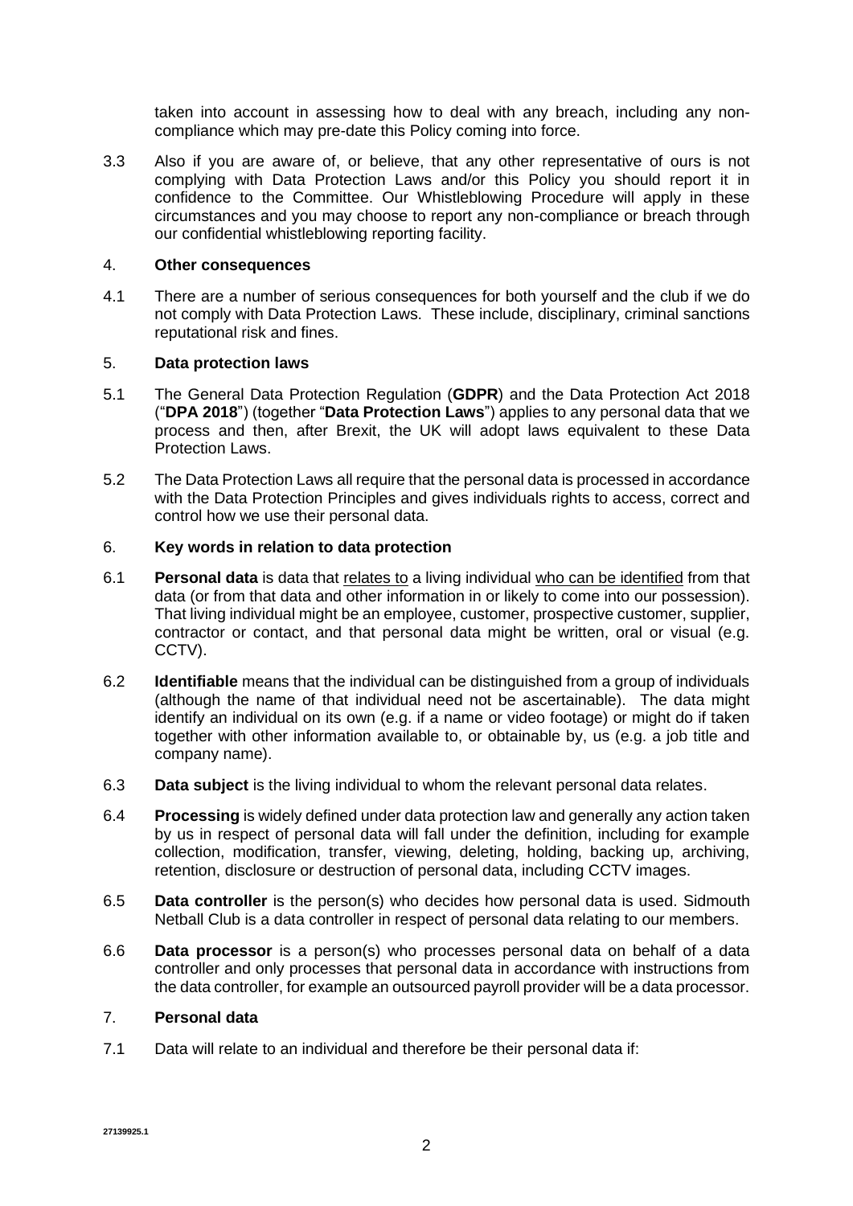taken into account in assessing how to deal with any breach, including any non-compliance which may pre-date this Policy coming into force.

3.3 Also if you are aware of, or believe, that any other representative of ours is not complying with Data Protection Laws and/or this Policy you should report it in confidence to the Committee. Our Whistleblowing Procedure will apply in these circumstances and you may choose to report any non-compliance or breach through our confidential whistleblowing reporting facility.

## 4. **Other consequences**

4.1 There are a number of serious consequences for both yourself and the club if we do not comply with Data Protection Laws. These include, disciplinary, criminal sanctions reputational risk and fines.

## 5. **Data protection laws**

5.1 The General Data Protection Regulation (**GDPR**) and the Data Protection Act 2018 ("**DPA 2018**") (together "**Data Protection Laws**") applies to any personal data that we process and then, after Brexit, the UK will adopt laws equivalent to these Data Protection Laws.

5.2 The Data Protection Laws all require that the personal data is processed in accordance with the Data Protection Principles and gives individuals rights to access, correct and control how we use their personal data.

## 6. **Key words in relation to data protection**

6.1 **Personal data** is data that <u>relates to</u> a living individual <u>who can be identified</u> from that data (or from that data and other information in or likely to come into our possession). That living individual might be an employee, customer, prospective customer, supplier, contractor or contact, and that personal data might be written, oral or visual (e.g. CCTV).

6.2 **Identifiable** means that the individual can be distinguished from a group of individuals (although the name of that individual need not be ascertainable). The data might identify an individual on its own (e.g. if a name or video footage) or might do if taken together with other information available to, or obtainable by, us (e.g. a job title and company name).

6.3 **Data subject** is the living individual to whom the relevant personal data relates.

6.4 **Processing** is widely defined under data protection law and generally any action taken by us in respect of personal data will fall under the definition, including for example collection, modification, transfer, viewing, deleting, holding, backing up, archiving, retention, disclosure or destruction of personal data, including CCTV images.

6.5 **Data controller** is the person(s) who decides how personal data is used. Sidmouth Netball Club is a data controller in respect of personal data relating to our members.

6.6 **Data processor** is a person(s) who processes personal data on behalf of a data controller and only processes that personal data in accordance with instructions from the data controller, for example an outsourced payroll provider will be a data processor.

## 7. **Personal data**

7.1 Data will relate to an individual and therefore be their personal data if: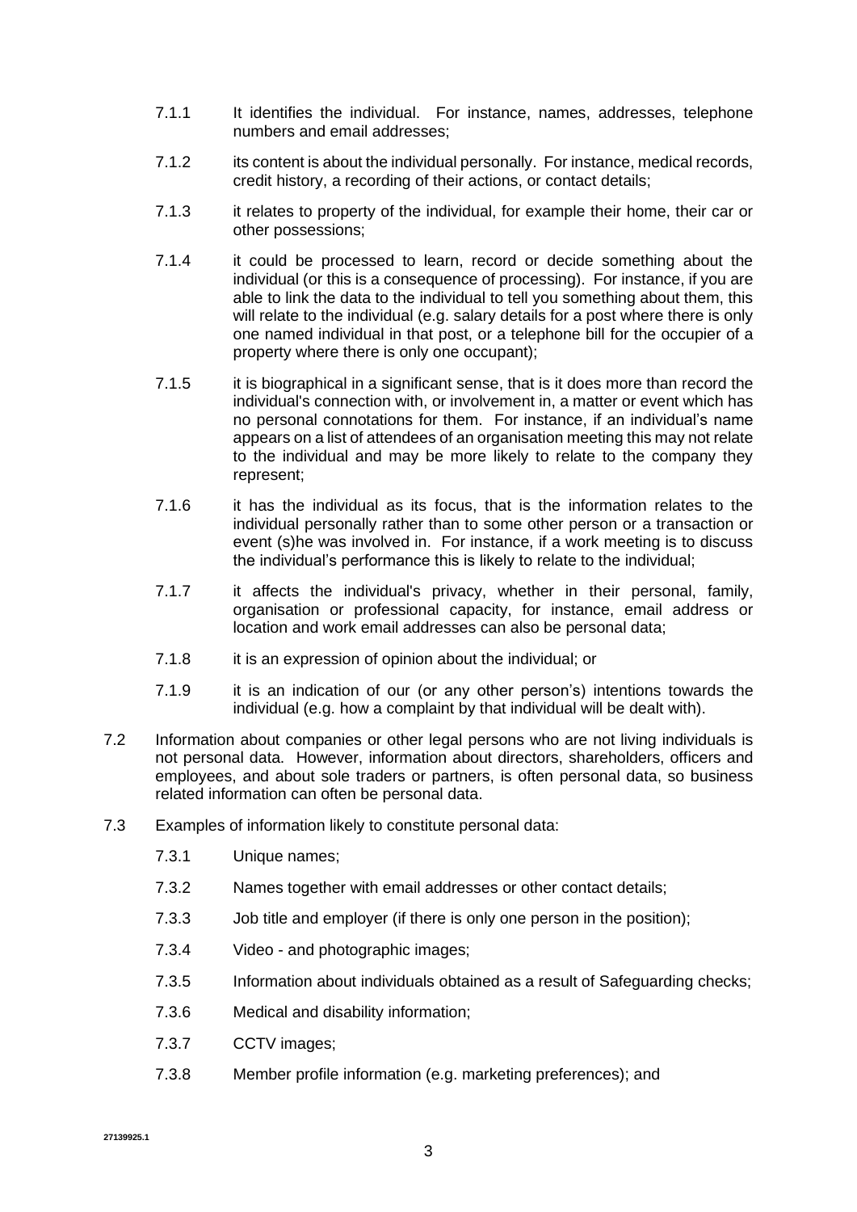7.1.1 It identifies the individual. For instance, names, addresses, telephone numbers and email addresses;

7.1.2 its content is about the individual personally. For instance, medical records, credit history, a recording of their actions, or contact details;

7.1.3 it relates to property of the individual, for example their home, their car or other possessions;

7.1.4 it could be processed to learn, record or decide something about the individual (or this is a consequence of processing). For instance, if you are able to link the data to the individual to tell you something about them, this will relate to the individual (e.g. salary details for a post where there is only one named individual in that post, or a telephone bill for the occupier of a property where there is only one occupant);

7.1.5 it is biographical in a significant sense, that is it does more than record the individual's connection with, or involvement in, a matter or event which has no personal connotations for them. For instance, if an individual's name appears on a list of attendees of an organisation meeting this may not relate to the individual and may be more likely to relate to the company they represent;

7.1.6 it has the individual as its focus, that is the information relates to the individual personally rather than to some other person or a transaction or event (s)he was involved in. For instance, if a work meeting is to discuss the individual's performance this is likely to relate to the individual;

7.1.7 it affects the individual's privacy, whether in their personal, family, organisation or professional capacity, for instance, email address or location and work email addresses can also be personal data;

7.1.8 it is an expression of opinion about the individual; or

7.1.9 it is an indication of our (or any other person's) intentions towards the individual (e.g. how a complaint by that individual will be dealt with).

7.2 Information about companies or other legal persons who are not living individuals is not personal data. However, information about directors, shareholders, officers and employees, and about sole traders or partners, is often personal data, so business related information can often be personal data.

7.3 Examples of information likely to constitute personal data:

7.3.1 Unique names;

7.3.2 Names together with email addresses or other contact details;

7.3.3 Job title and employer (if there is only one person in the position);

7.3.4 Video - and photographic images;

7.3.5 Information about individuals obtained as a result of Safeguarding checks;

7.3.6 Medical and disability information;

7.3.7 CCTV images;

7.3.8 Member profile information (e.g. marketing preferences); and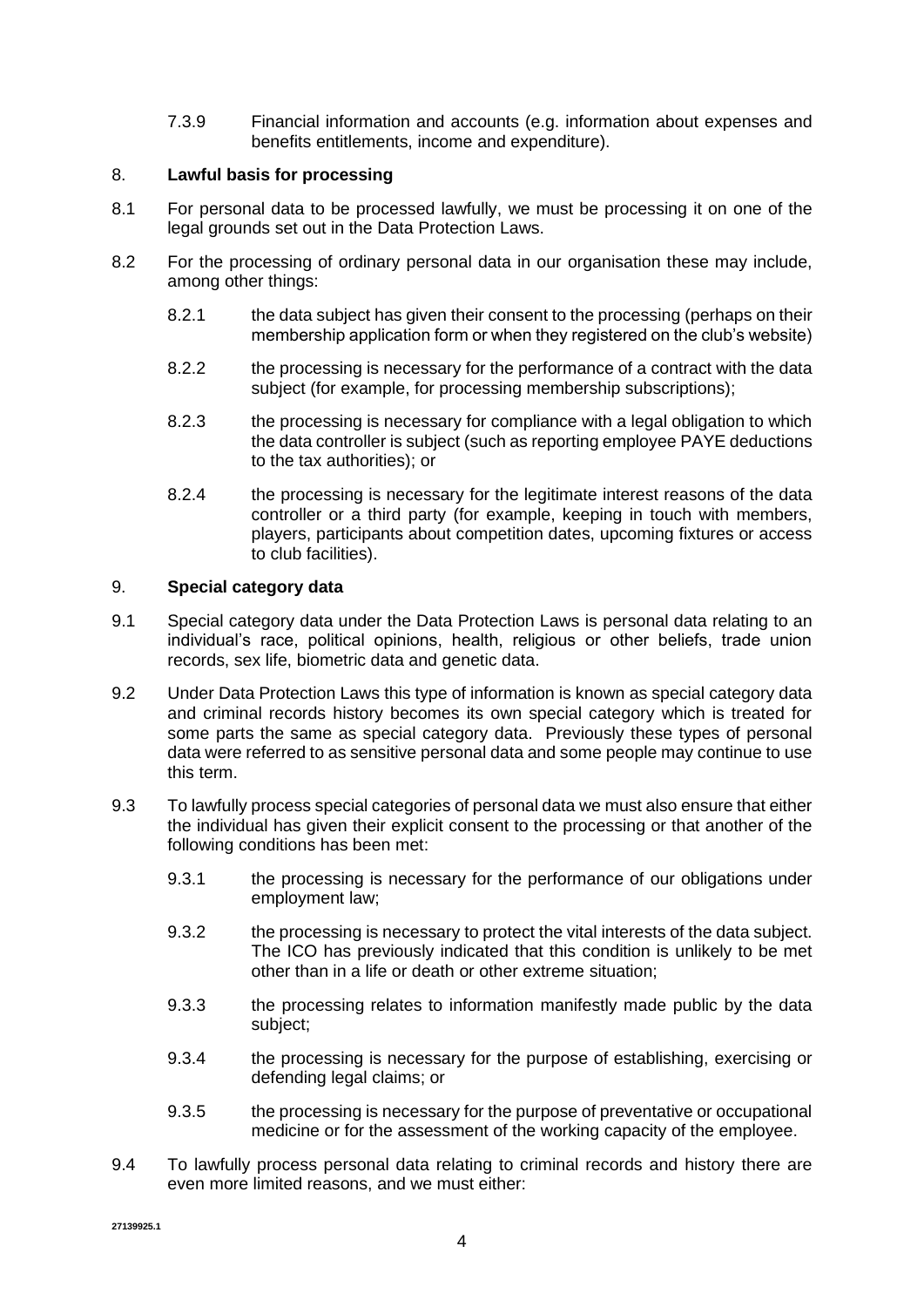7.3.9 Financial information and accounts (e.g. information about expenses and benefits entitlements, income and expenditure).

## 8. **Lawful basis for processing**

8.1 For personal data to be processed lawfully, we must be processing it on one of the legal grounds set out in the Data Protection Laws.

8.2 For the processing of ordinary personal data in our organisation these may include, among other things:

8.2.1 the data subject has given their consent to the processing (perhaps on their membership application form or when they registered on the club's website)

8.2.2 the processing is necessary for the performance of a contract with the data subject (for example, for processing membership subscriptions);

8.2.3 the processing is necessary for compliance with a legal obligation to which the data controller is subject (such as reporting employee PAYE deductions to the tax authorities); or

8.2.4 the processing is necessary for the legitimate interest reasons of the data controller or a third party (for example, keeping in touch with members, players, participants about competition dates, upcoming fixtures or access to club facilities).

## 9. **Special category data**

9.1 Special category data under the Data Protection Laws is personal data relating to an individual's race, political opinions, health, religious or other beliefs, trade union records, sex life, biometric data and genetic data.

9.2 Under Data Protection Laws this type of information is known as special category data and criminal records history becomes its own special category which is treated for some parts the same as special category data. Previously these types of personal data were referred to as sensitive personal data and some people may continue to use this term.

9.3 To lawfully process special categories of personal data we must also ensure that either the individual has given their explicit consent to the processing or that another of the following conditions has been met:

9.3.1 the processing is necessary for the performance of our obligations under employment law;

9.3.2 the processing is necessary to protect the vital interests of the data subject. The ICO has previously indicated that this condition is unlikely to be met other than in a life or death or other extreme situation;

9.3.3 the processing relates to information manifestly made public by the data subject;

9.3.4 the processing is necessary for the purpose of establishing, exercising or defending legal claims; or

9.3.5 the processing is necessary for the purpose of preventative or occupational medicine or for the assessment of the working capacity of the employee.

9.4 To lawfully process personal data relating to criminal records and history there are even more limited reasons, and we must either: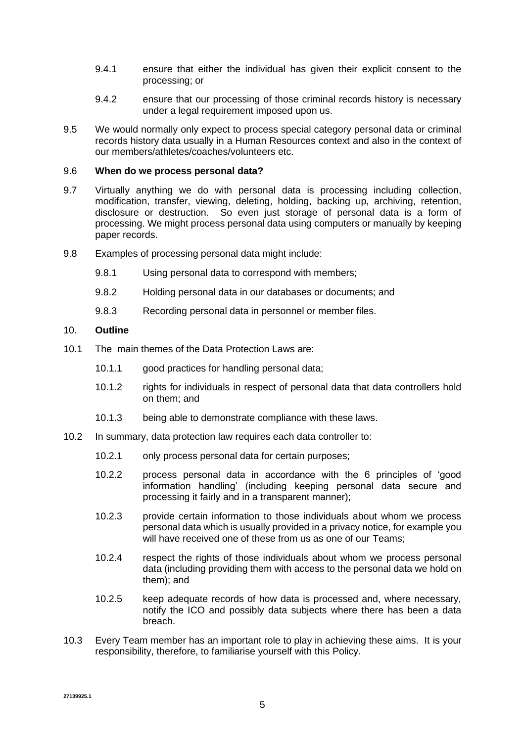9.4.1 ensure that either the individual has given their explicit consent to the processing; or

9.4.2 ensure that our processing of those criminal records history is necessary under a legal requirement imposed upon us.

9.5 We would normally only expect to process special category personal data or criminal records history data usually in a Human Resources context and also in the context of our members/athletes/coaches/volunteers etc.

9.6 **When do we process personal data?**

9.7 Virtually anything we do with personal data is processing including collection, modification, transfer, viewing, deleting, holding, backing up, archiving, retention, disclosure or destruction. So even just storage of personal data is a form of processing. We might process personal data using computers or manually by keeping paper records.

9.8 Examples of processing personal data might include:

9.8.1 Using personal data to correspond with members;

9.8.2 Holding personal data in our databases or documents; and

9.8.3 Recording personal data in personnel or member files.

## 10. **Outline**

10.1 The main themes of the Data Protection Laws are:

10.1.1 good practices for handling personal data;

10.1.2 rights for individuals in respect of personal data that data controllers hold on them; and

10.1.3 being able to demonstrate compliance with these laws.

10.2 In summary, data protection law requires each data controller to:

10.2.1 only process personal data for certain purposes;

10.2.2 process personal data in accordance with the 6 principles of 'good information handling' (including keeping personal data secure and processing it fairly and in a transparent manner);

10.2.3 provide certain information to those individuals about whom we process personal data which is usually provided in a privacy notice, for example you will have received one of these from us as one of our Teams;

10.2.4 respect the rights of those individuals about whom we process personal data (including providing them with access to the personal data we hold on them); and

10.2.5 keep adequate records of how data is processed and, where necessary, notify the ICO and possibly data subjects where there has been a data breach.

10.3 Every Team member has an important role to play in achieving these aims. It is your responsibility, therefore, to familiarise yourself with this Policy.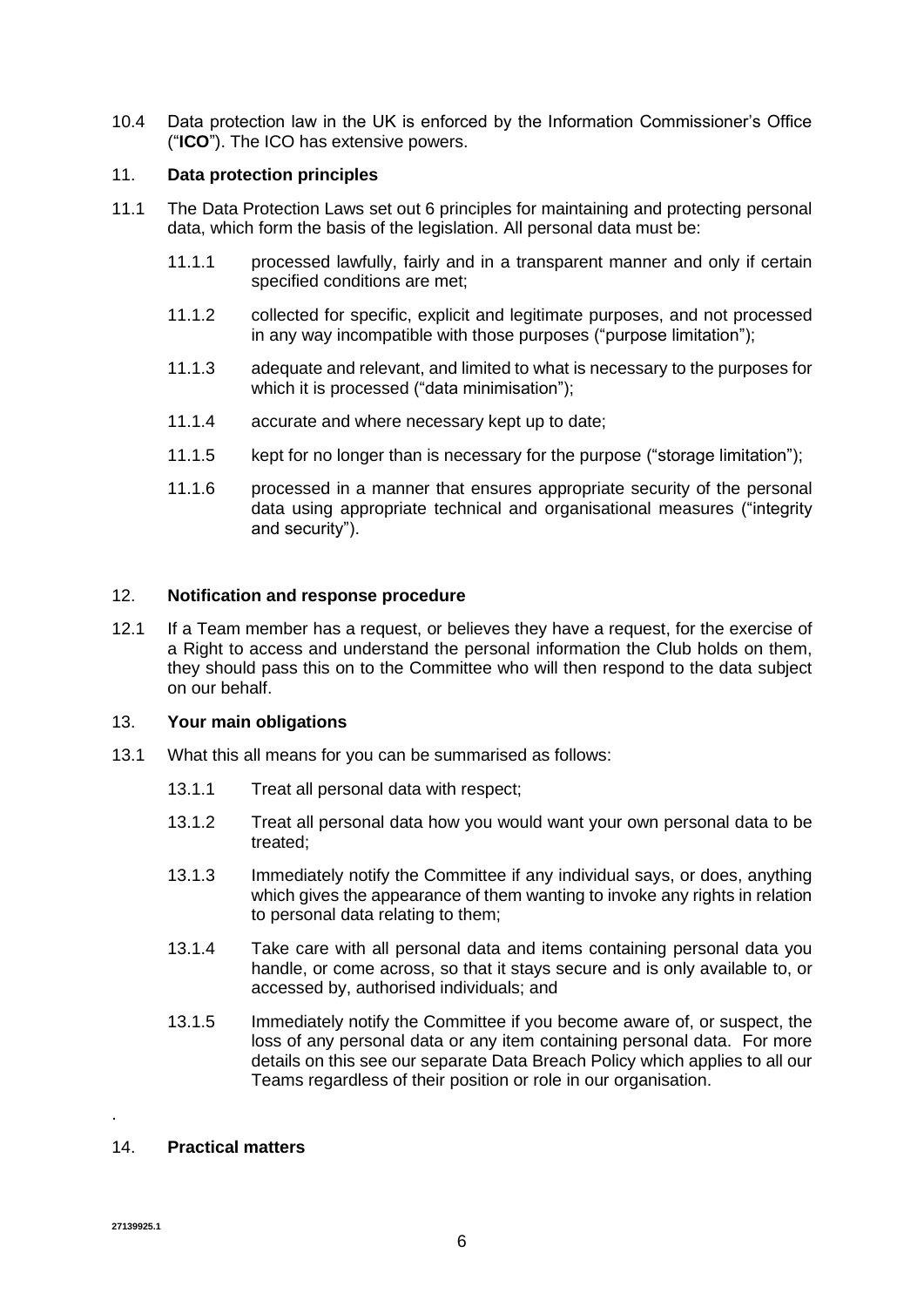10.4 Data protection law in the UK is enforced by the Information Commissioner's Office ("**ICO**"). The ICO has extensive powers.

## 11. Data protection principles

11.1 The Data Protection Laws set out 6 principles for maintaining and protecting personal data, which form the basis of the legislation. All personal data must be:

- 11.1.1 processed lawfully, fairly and in a transparent manner and only if certain specified conditions are met;
- 11.1.2 collected for specific, explicit and legitimate purposes, and not processed in any way incompatible with those purposes ("purpose limitation");
- 11.1.3 adequate and relevant, and limited to what is necessary to the purposes for which it is processed ("data minimisation");
- 11.1.4 accurate and where necessary kept up to date;
- 11.1.5 kept for no longer than is necessary for the purpose ("storage limitation");
- 11.1.6 processed in a manner that ensures appropriate security of the personal data using appropriate technical and organisational measures ("integrity and security").

## 12. Notification and response procedure

12.1 If a Team member has a request, or believes they have a request, for the exercise of a Right to access and understand the personal information the Club holds on them, they should pass this on to the Committee who will then respond to the data subject on our behalf.

## 13. Your main obligations

13.1 What this all means for you can be summarised as follows:

- 13.1.1 Treat all personal data with respect;
- 13.1.2 Treat all personal data how you would want your own personal data to be treated;
- 13.1.3 Immediately notify the Committee if any individual says, or does, anything which gives the appearance of them wanting to invoke any rights in relation to personal data relating to them;
- 13.1.4 Take care with all personal data and items containing personal data you handle, or come across, so that it stays secure and is only available to, or accessed by, authorised individuals; and
- 13.1.5 Immediately notify the Committee if you become aware of, or suspect, the loss of any personal data or any item containing personal data. For more details on this see our separate Data Breach Policy which applies to all our Teams regardless of their position or role in our organisation.

.

## 14. Practical matters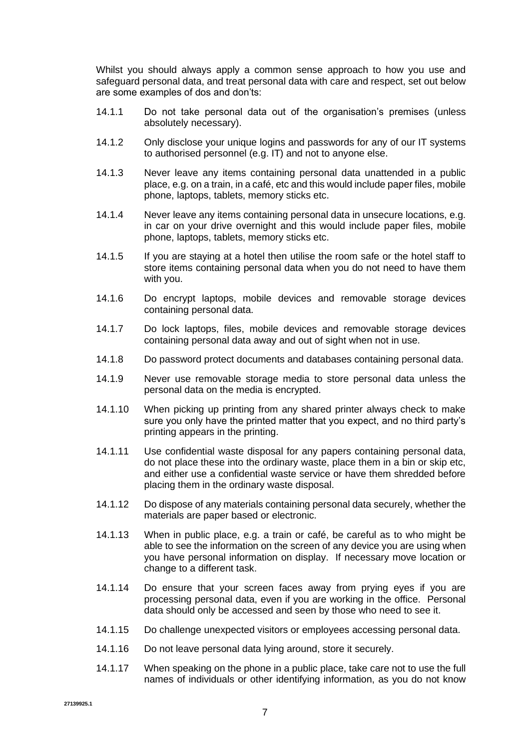Whilst you should always apply a common sense approach to how you use and safeguard personal data, and treat personal data with care and respect, set out below are some examples of dos and don'ts:

14.1.1 Do not take personal data out of the organisation's premises (unless absolutely necessary).

14.1.2 Only disclose your unique logins and passwords for any of our IT systems to authorised personnel (e.g. IT) and not to anyone else.

14.1.3 Never leave any items containing personal data unattended in a public place, e.g. on a train, in a café, etc and this would include paper files, mobile phone, laptops, tablets, memory sticks etc.

14.1.4 Never leave any items containing personal data in unsecure locations, e.g. in car on your drive overnight and this would include paper files, mobile phone, laptops, tablets, memory sticks etc.

14.1.5 If you are staying at a hotel then utilise the room safe or the hotel staff to store items containing personal data when you do not need to have them with you.

14.1.6 Do encrypt laptops, mobile devices and removable storage devices containing personal data.

14.1.7 Do lock laptops, files, mobile devices and removable storage devices containing personal data away and out of sight when not in use.

14.1.8 Do password protect documents and databases containing personal data.

14.1.9 Never use removable storage media to store personal data unless the personal data on the media is encrypted.

14.1.10 When picking up printing from any shared printer always check to make sure you only have the printed matter that you expect, and no third party's printing appears in the printing.

14.1.11 Use confidential waste disposal for any papers containing personal data, do not place these into the ordinary waste, place them in a bin or skip etc, and either use a confidential waste service or have them shredded before placing them in the ordinary waste disposal.

14.1.12 Do dispose of any materials containing personal data securely, whether the materials are paper based or electronic.

14.1.13 When in public place, e.g. a train or café, be careful as to who might be able to see the information on the screen of any device you are using when you have personal information on display. If necessary move location or change to a different task.

14.1.14 Do ensure that your screen faces away from prying eyes if you are processing personal data, even if you are working in the office. Personal data should only be accessed and seen by those who need to see it.

14.1.15 Do challenge unexpected visitors or employees accessing personal data.

14.1.16 Do not leave personal data lying around, store it securely.

14.1.17 When speaking on the phone in a public place, take care not to use the full names of individuals or other identifying information, as you do not know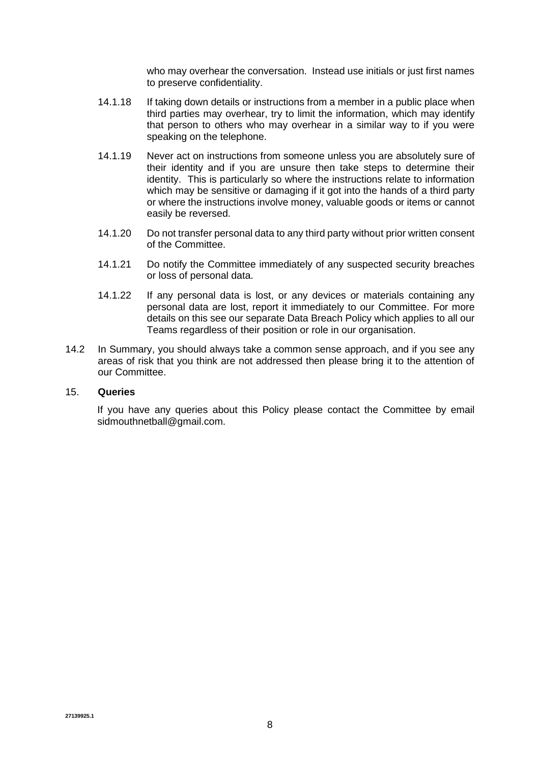who may overhear the conversation. Instead use initials or just first names to preserve confidentiality.

14.1.18 If taking down details or instructions from a member in a public place when third parties may overhear, try to limit the information, which may identify that person to others who may overhear in a similar way to if you were speaking on the telephone.

14.1.19 Never act on instructions from someone unless you are absolutely sure of their identity and if you are unsure then take steps to determine their identity. This is particularly so where the instructions relate to information which may be sensitive or damaging if it got into the hands of a third party or where the instructions involve money, valuable goods or items or cannot easily be reversed.

14.1.20 Do not transfer personal data to any third party without prior written consent of the Committee.

14.1.21 Do notify the Committee immediately of any suspected security breaches or loss of personal data.

14.1.22 If any personal data is lost, or any devices or materials containing any personal data are lost, report it immediately to our Committee. For more details on this see our separate Data Breach Policy which applies to all our Teams regardless of their position or role in our organisation.

14.2 In Summary, you should always take a common sense approach, and if you see any areas of risk that you think are not addressed then please bring it to the attention of our Committee.

## 15. **Queries**

If you have any queries about this Policy please contact the Committee by email sidmouthnetball@gmail.com.

27139925.1